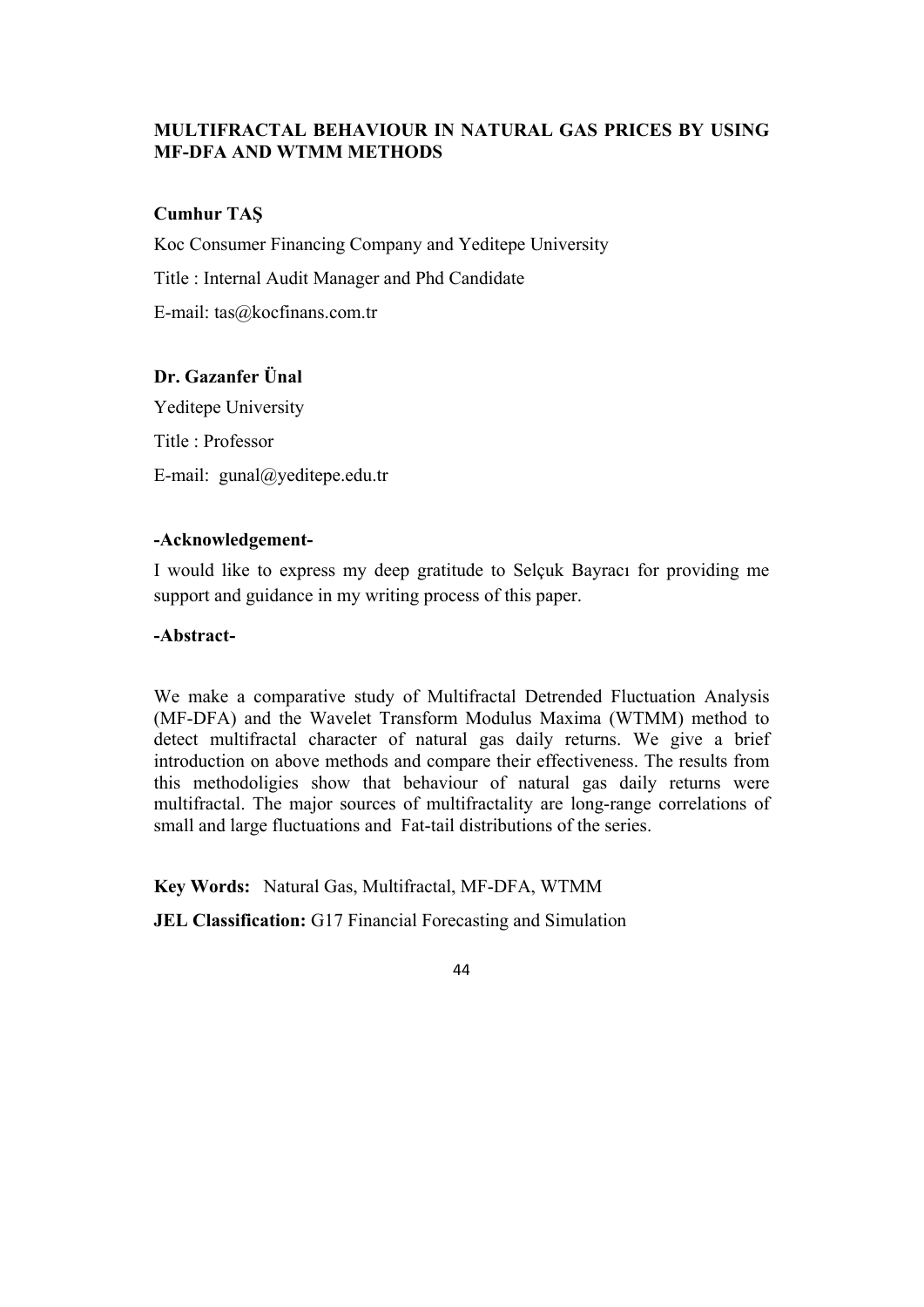# MULTIFRACTAL BEHAVIOUR IN NATURAL GAS PRICES BY USING MF-DFA AND WTMM METHODS

**Cumhur TAŞ**

Koc Consumer Financing Company and Yeditepe University

Title : Internal Audit Manager and Phd Candidate

E-mail: tas@kocfinans.com.tr

**Dr. Gazanfer Ünal**

Yeditepe University

Title : Professor

E-mail: gunal@yeditepe.edu.tr

## -Acknowledgement-

I would like to express my deep gratitude to Selçuk Bayracı for providing me support and guidance in my writing process of this paper.

## -Abstract-

We make a comparative study of Multifractal Detrended Fluctuation Analysis (MF-DFA) and the Wavelet Transform Modulus Maxima (WTMM) method to detect multifractal character of natural gas daily returns. We give a brief introduction on above methods and compare their effectiveness. The results from this methodoligies show that behaviour of natural gas daily returns were multifractal. The major sources of multifractality are long-range correlations of small and large fluctuations and Fat-tail distributions of the series.

**Key Words:** Natural Gas, Multifractal, MF-DFA, WTMM

**JEL Classification:** G17 Financial Forecasting and Simulation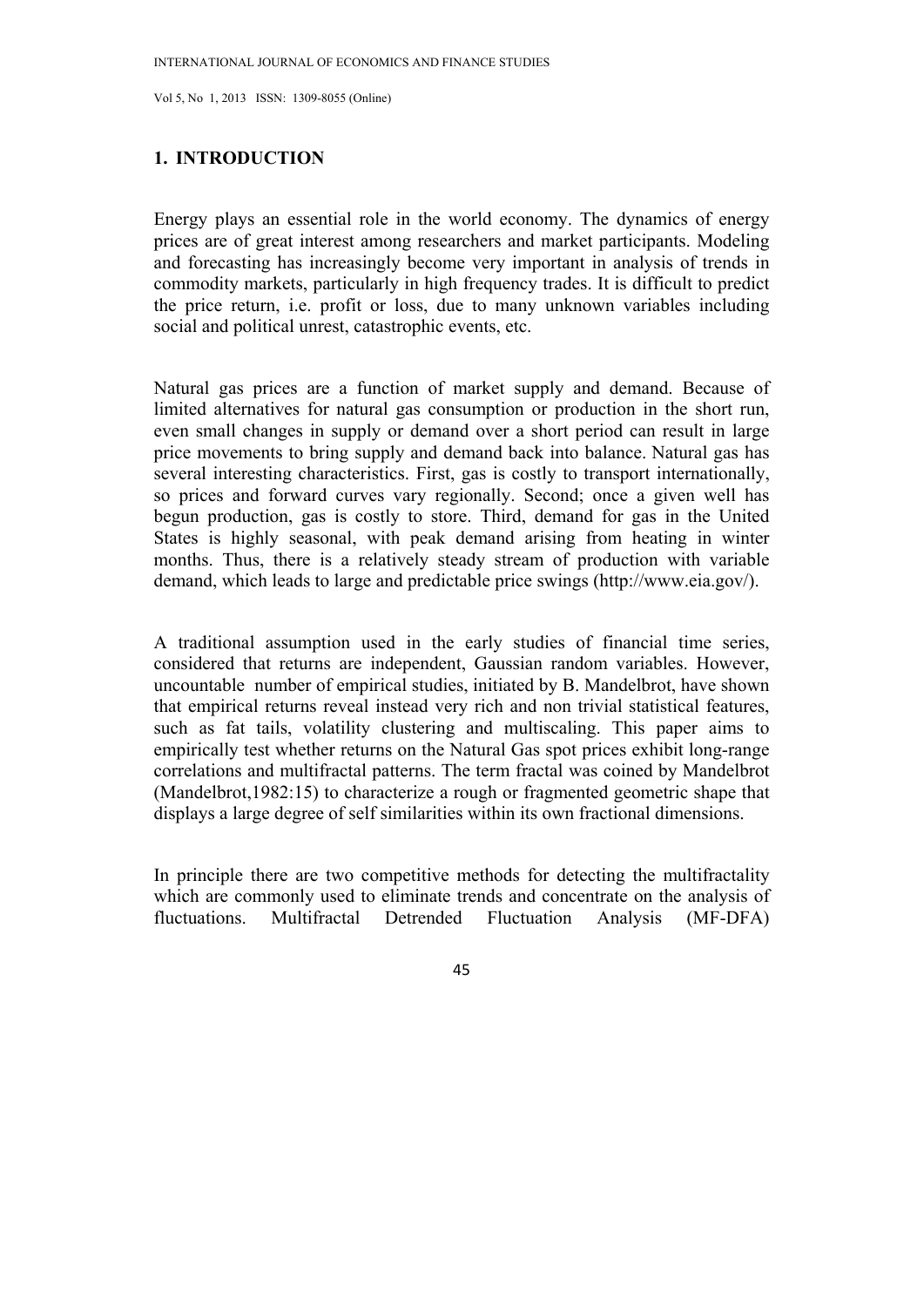## 1. INTRODUCTION

Energy plays an essential role in the world economy. The dynamics of energy prices are of great interest among researchers and market participants. Modeling and forecasting has increasingly become very important in analysis of trends in commodity markets, particularly in high frequency trades. It is difficult to predict the price return, i.e. profit or loss, due to many unknown variables including social and political unrest, catastrophic events, etc.

Natural gas prices are a function of market supply and demand. Because of limited alternatives for natural gas consumption or production in the short run, even small changes in supply or demand over a short period can result in large price movements to bring supply and demand back into balance. Natural gas has several interesting characteristics. First, gas is costly to transport internationally, so prices and forward curves vary regionally. Second; once a given well has begun production, gas is costly to store. Third, demand for gas in the United States is highly seasonal, with peak demand arising from heating in winter months. Thus, there is a relatively steady stream of production with variable demand, which leads to large and predictable price swings (http://www.eia.gov/).

A traditional assumption used in the early studies of financial time series, considered that returns are independent, Gaussian random variables. However, uncountable number of empirical studies, initiated by B. Mandelbrot, have shown that empirical returns reveal instead very rich and non trivial statistical features, such as fat tails, volatility clustering and multiscaling. This paper aims to empirically test whether returns on the Natural Gas spot prices exhibit long-range correlations and multifractal patterns. The term fractal was coined by Mandelbrot (Mandelbrot,1982:15) to characterize a rough or fragmented geometric shape that displays a large degree of self similarities within its own fractional dimensions.

In principle there are two competitive methods for detecting the multifractality which are commonly used to eliminate trends and concentrate on the analysis of fluctuations. Multifractal Detrended Fluctuation Analysis (MF-DFA)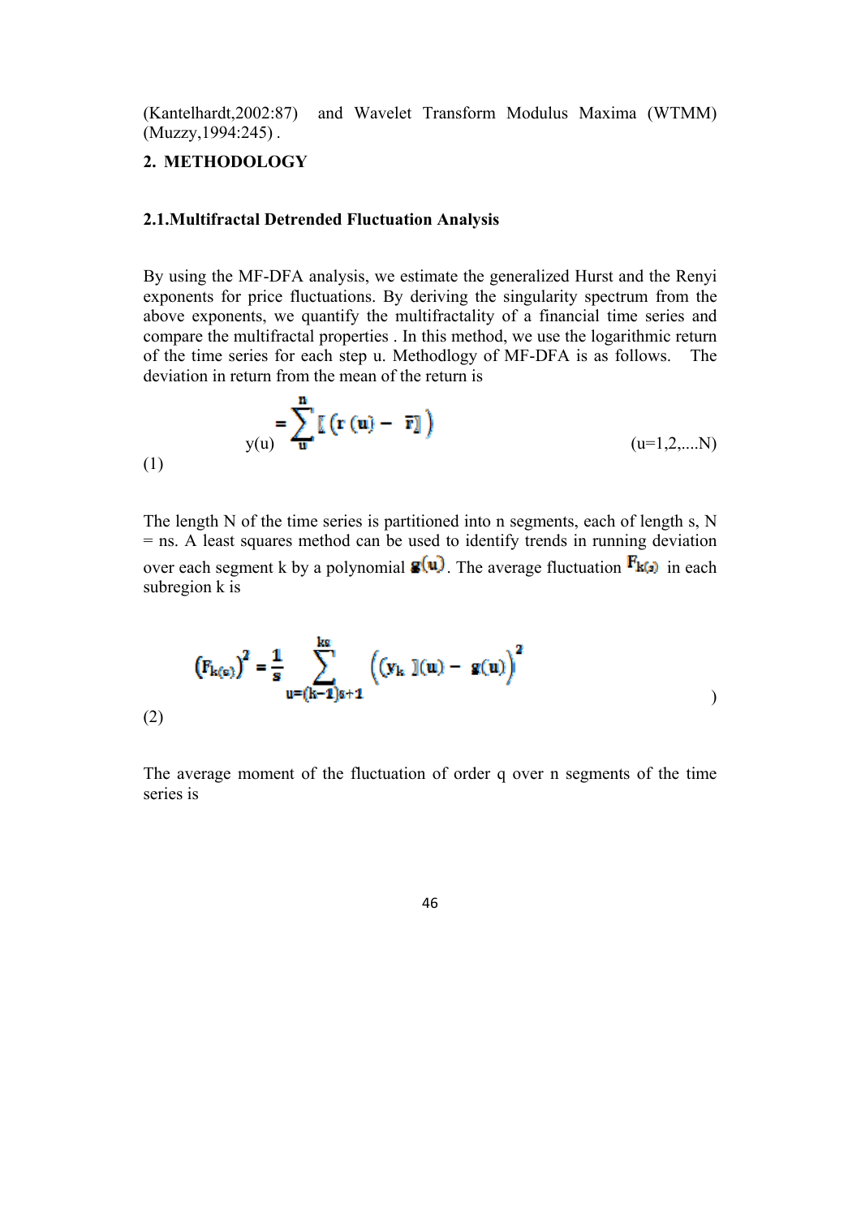(Kantelhardt,2002:87) and Wavelet Transform Modulus Maxima (WTMM) (Muzzy,1994:245) .

## 2. METHODOLOGY

### 2.1.Multifractal Detrended Fluctuation Analysis

By using the MF-DFA analysis, we estimate the generalized Hurst and the Renyi exponents for price fluctuations. By deriving the singularity spectrum from the above exponents, we quantify the multifractality of a financial time series and compare the multifractal properties . In this method, we use the logarithmic return of the time series for each step u. Methodlogy of MF-DFA is as follows. The deviation in return from the mean of the return is

$$y(u) = \sum_{u}^{n} \left[ \left( r(u) - \bar{r} \right] \right) \qquad (u=1,2,....N)$$

(1)

The length N of the time series is partitioned into n segments, each of length s, N = ns. A least squares method can be used to identify trends in running deviation over each segment k by a polynomial $g(u)$. The average fluctuation $F_{k(s)}$ in each subregion k is

$$\left(F_{k(s)}\right)^2 = \frac{1}{s} \sum_{u=(k-1)s+1}^{ks} \left( (y_k\,](u) - g(u) \right)^2 \qquad )$$

(2)

The average moment of the fluctuation of order q over n segments of the time series is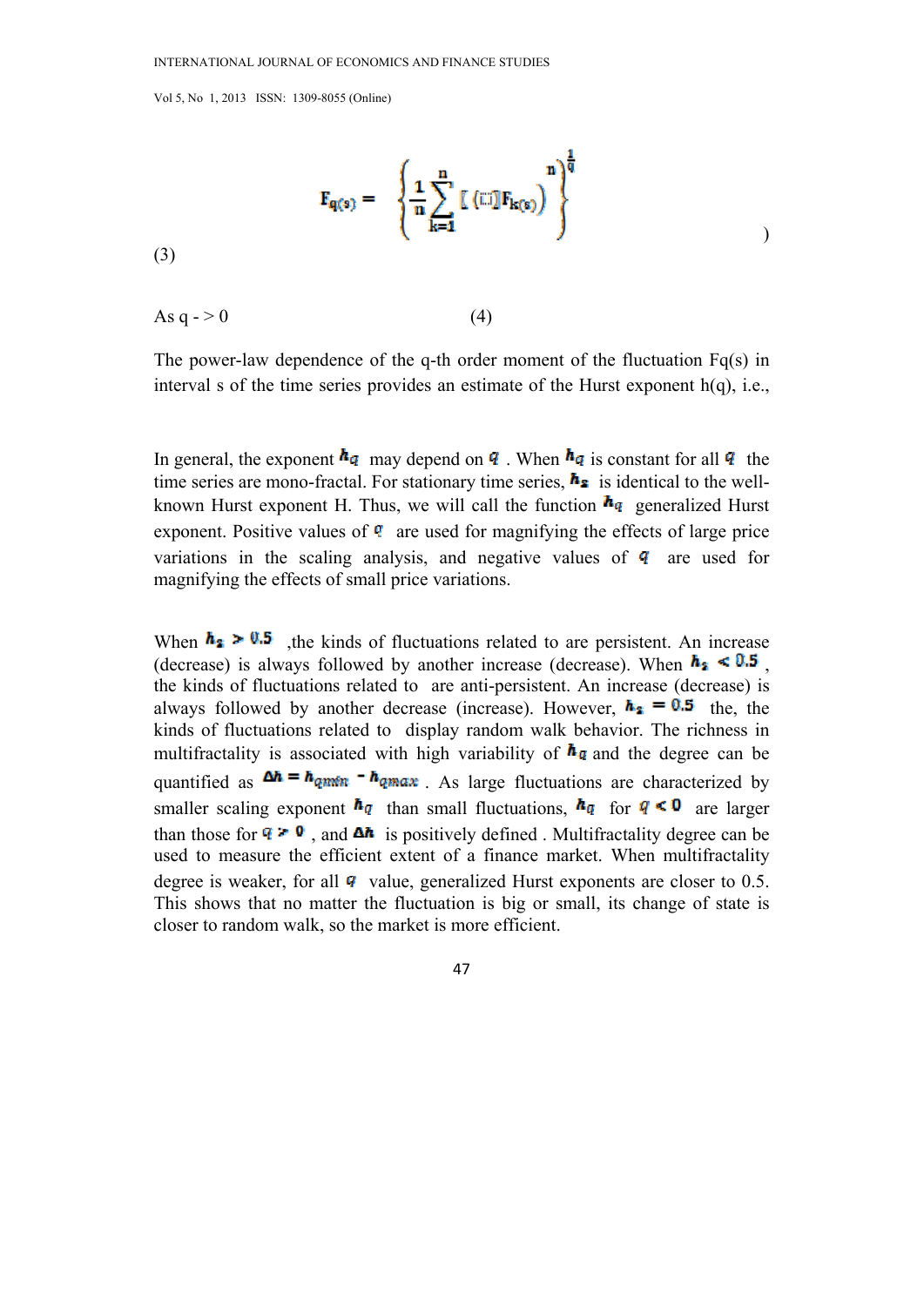$$F_{q(s)} = \left\{ \frac{1}{n} \sum_{k=1}^{n} [\ (\ldots) F_{k(s)} \Big)^{n} \right\}^{\frac{1}{q}} \qquad )$$

(3)

As q - > 0 (4)

The power-law dependence of the q-th order moment of the fluctuation Fq(s) in interval s of the time series provides an estimate of the Hurst exponent h(q), i.e.,

In general, the exponent $h_q$ may depend on $q$ . When $h_q$ is constant for all $q$ the time series are mono-fractal. For stationary time series, $h_2$ is identical to the well-known Hurst exponent H. Thus, we will call the function $h_q$ generalized Hurst exponent. Positive values of $q$ are used for magnifying the effects of large price variations in the scaling analysis, and negative values of $q$ are used for magnifying the effects of small price variations.

When $h_2 > 0.5$ ,the kinds of fluctuations related to are persistent. An increase (decrease) is always followed by another increase (decrease). When $h_2 < 0.5$ , the kinds of fluctuations related to are anti-persistent. An increase (decrease) is always followed by another decrease (increase). However, $h_2 = 0.5$ the, the kinds of fluctuations related to display random walk behavior. The richness in multifractality is associated with high variability of $h_q$ and the degree can be quantified as $\Delta h = h_{qmin} - h_{qmax}$ . As large fluctuations are characterized by smaller scaling exponent $h_q$ than small fluctuations, $h_q$ for $q < 0$ are larger than those for $q > 0$ , and $\Delta h$ is positively defined . Multifractality degree can be used to measure the efficient extent of a finance market. When multifractality degree is weaker, for all $q$ value, generalized Hurst exponents are closer to 0.5. This shows that no matter the fluctuation is big or small, its change of state is closer to random walk, so the market is more efficient.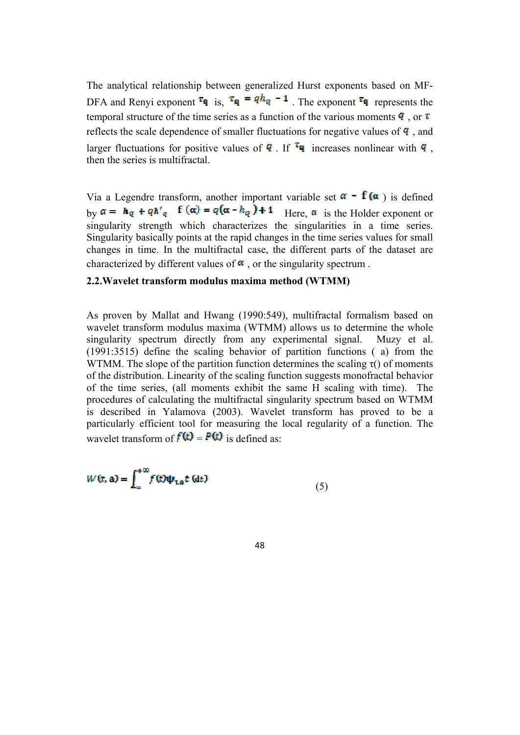The analytical relationship between generalized Hurst exponents based on MF-DFA and Renyi exponent $\tau_q$ is, $\tau_q = qh_q - 1$ . The exponent $\tau_q$ represents the temporal structure of the time series as a function of the various moments $q$ , or $\tau$ reflects the scale dependence of smaller fluctuations for negative values of $q$ , and larger fluctuations for positive values of $q$ . If $\tau_q$ increases nonlinear with $q$ , then the series is multifractal.

Via a Legendre transform, another important variable set $\alpha$ - $f(\alpha$ ) is defined by $\alpha = h_q + qh'_q$ $f(\alpha) = q(\alpha - h_q) + 1$ Here, $\alpha$ is the Holder exponent or singularity strength which characterizes the singularities in a time series. Singularity basically points at the rapid changes in the time series values for small changes in time. In the multifractal case, the different parts of the dataset are characterized by different values of $\alpha$ , or the singularity spectrum .

**2.2.Wavelet transform modulus maxima method (WTMM)**

As proven by Mallat and Hwang (1990:549), multifractal formalism based on wavelet transform modulus maxima (WTMM) allows us to determine the whole singularity spectrum directly from any experimental signal. Muzy et al. (1991:3515) define the scaling behavior of partition functions ( a) from the WTMM. The slope of the partition function determines the scaling τ() of moments of the distribution. Linearity of the scaling function suggests monofractal behavior of the time series, (all moments exhibit the same H scaling with time). The procedures of calculating the multifractal singularity spectrum based on WTMM is described in Yalamova (2003). Wavelet transform has proved to be a particularly efficient tool for measuring the local regularity of a function. The wavelet transform of $f(t) = P(t)$ is defined as:

$$W(\tau, a) = \int_{-\infty}^{+\infty} f(t)\psi_{\tau,a}t\,(dt) \qquad (5)$$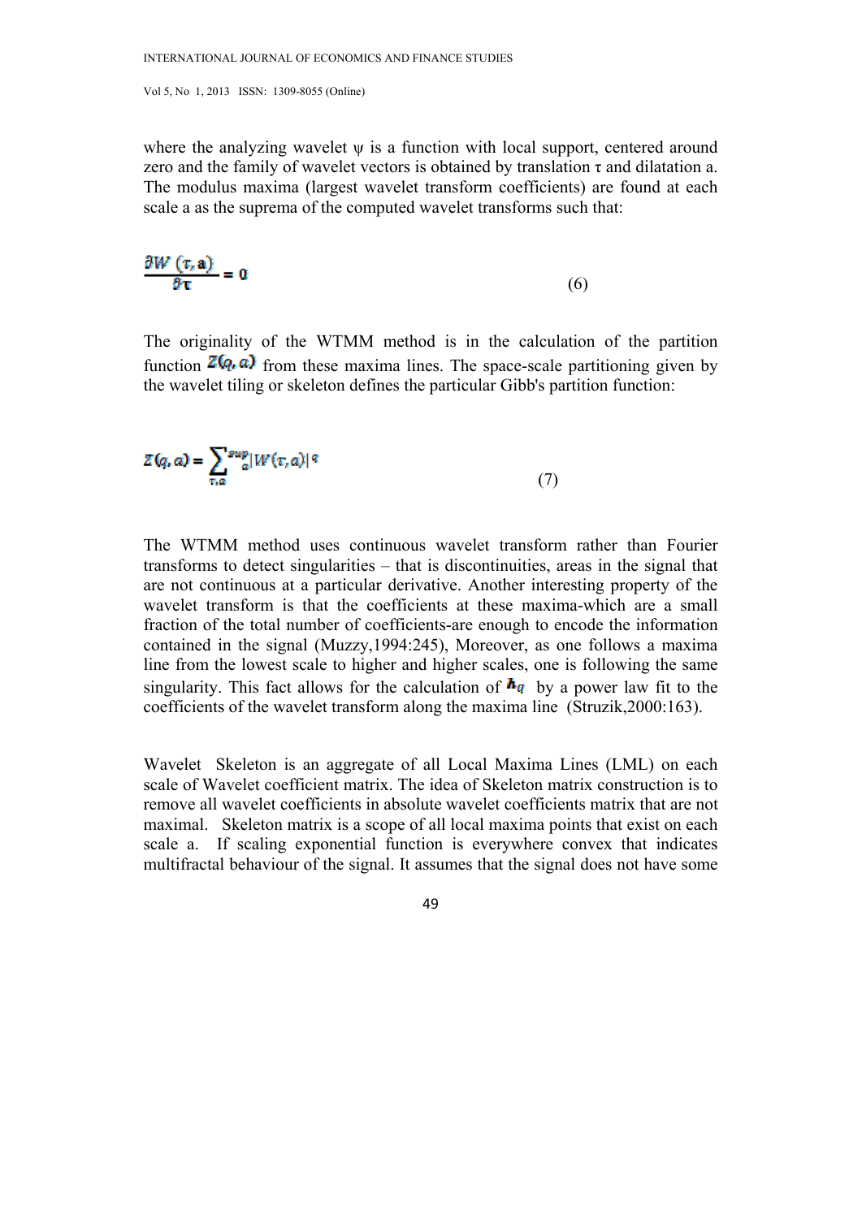where the analyzing wavelet ψ is a function with local support, centered around zero and the family of wavelet vectors is obtained by translation τ and dilatation a. The modulus maxima (largest wavelet transform coefficients) are found at each scale a as the suprema of the computed wavelet transforms such that:

$$\frac{\partial W\ (\tau, \mathbf{a})}{\partial \tau} = 0 \tag{6}$$

The originality of the WTMM method is in the calculation of the partition function $Z(q, a)$ from these maxima lines. The space-scale partitioning given by the wavelet tiling or skeleton defines the particular Gibb's partition function:

$$Z(q, a) = \sum_{\tau, a} \sup_{a} |W(\tau, a)|^{q} \tag{7}$$

The WTMM method uses continuous wavelet transform rather than Fourier transforms to detect singularities – that is discontinuities, areas in the signal that are not continuous at a particular derivative. Another interesting property of the wavelet transform is that the coefficients at these maxima-which are a small fraction of the total number of coefficients-are enough to encode the information contained in the signal (Muzzy,1994:245), Moreover, as one follows a maxima line from the lowest scale to higher and higher scales, one is following the same singularity. This fact allows for the calculation of $h_q$ by a power law fit to the coefficients of the wavelet transform along the maxima line (Struzik,2000:163).

Wavelet Skeleton is an aggregate of all Local Maxima Lines (LML) on each scale of Wavelet coefficient matrix. The idea of Skeleton matrix construction is to remove all wavelet coefficients in absolute wavelet coefficients matrix that are not maximal. Skeleton matrix is a scope of all local maxima points that exist on each scale a. If scaling exponential function is everywhere convex that indicates multifractal behaviour of the signal. It assumes that the signal does not have some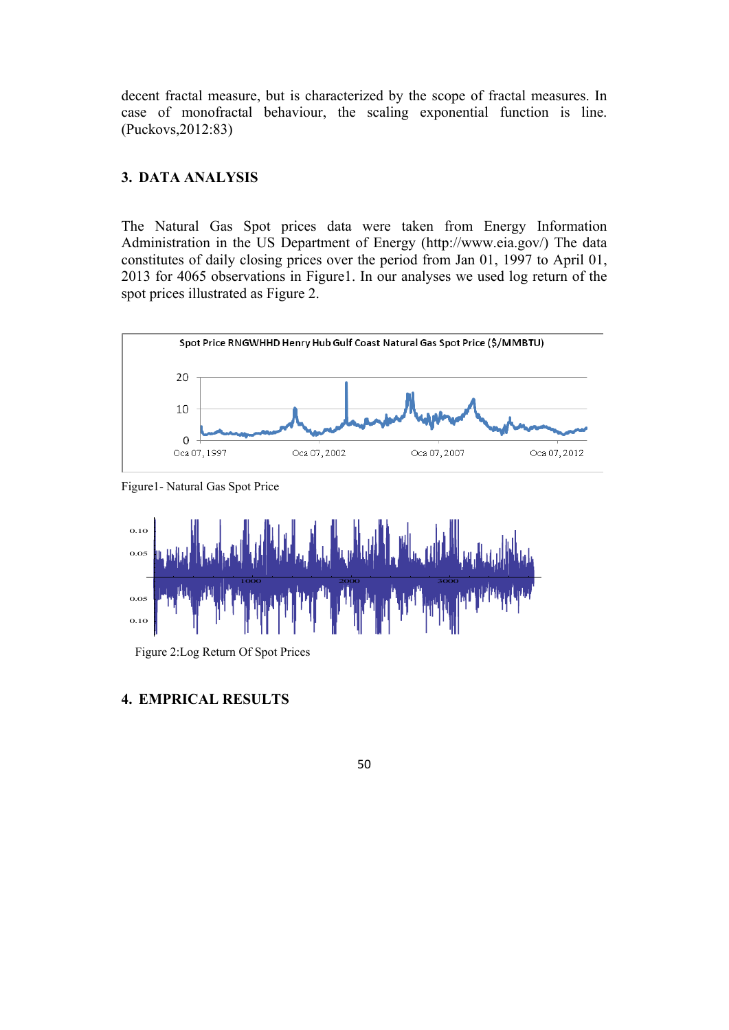decent fractal measure, but is characterized by the scope of fractal measures. In case of monofractal behaviour, the scaling exponential function is line. (Puckovs,2012:83)

## 3. DATA ANALYSIS

The Natural Gas Spot prices data were taken from Energy Information Administration in the US Department of Energy (http://www.eia.gov/) The data constitutes of daily closing prices over the period from Jan 01, 1997 to April 01, 2013 for 4065 observations in Figure1. In our analyses we used log return of the spot prices illustrated as Figure 2.

Figure1- Natural Gas Spot Price

Figure 2:Log Return Of Spot Prices

## 4. EMPRICAL RESULTS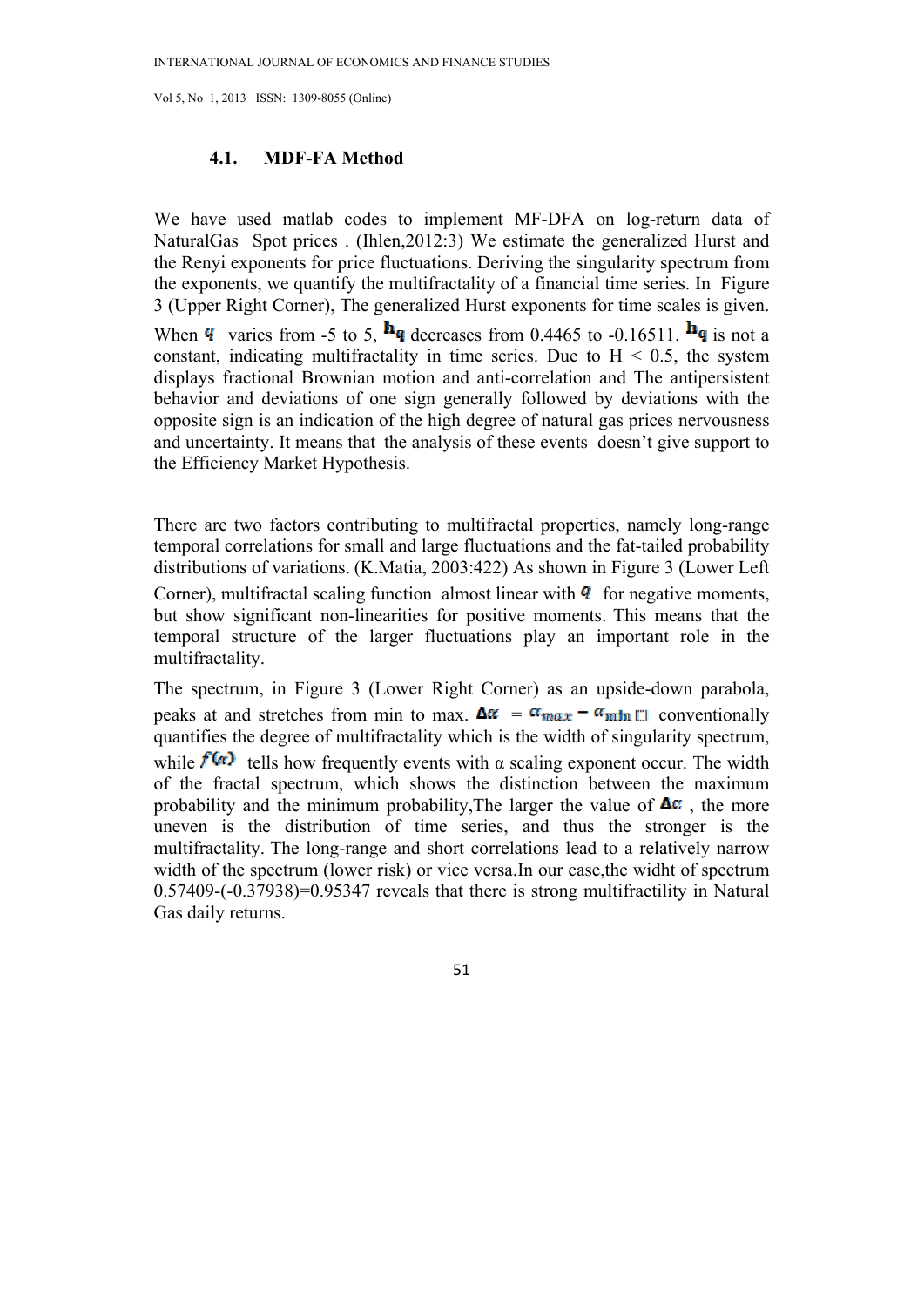### 4.1. MDF-FA Method

We have used matlab codes to implement MF-DFA on log-return data of NaturalGas Spot prices . (Ihlen,2012:3) We estimate the generalized Hurst and the Renyi exponents for price fluctuations. Deriving the singularity spectrum from the exponents, we quantify the multifractality of a financial time series. In Figure 3 (Upper Right Corner), The generalized Hurst exponents for time scales is given. When $q$ varies from -5 to 5, $h_q$ decreases from 0.4465 to -0.16511. $h_q$ is not a constant, indicating multifractality in time series. Due to H < 0.5, the system displays fractional Brownian motion and anti-correlation and The antipersistent behavior and deviations of one sign generally followed by deviations with the opposite sign is an indication of the high degree of natural gas prices nervousness and uncertainty. It means that the analysis of these events doesn't give support to the Efficiency Market Hypothesis.

There are two factors contributing to multifractal properties, namely long-range temporal correlations for small and large fluctuations and the fat-tailed probability distributions of variations. (K.Matia, 2003:422) As shown in Figure 3 (Lower Left Corner), multifractal scaling function almost linear with $q$ for negative moments, but show significant non-linearities for positive moments. This means that the temporal structure of the larger fluctuations play an important role in the multifractality.

The spectrum, in Figure 3 (Lower Right Corner) as an upside-down parabola, peaks at and stretches from min to max. $\Delta\alpha = \alpha_{max} - \alpha_{min}$ conventionally quantifies the degree of multifractality which is the width of singularity spectrum, while $f(\alpha)$ tells how frequently events with α scaling exponent occur. The width of the fractal spectrum, which shows the distinction between the maximum probability and the minimum probability,The larger the value of $\Delta\alpha$ , the more uneven is the distribution of time series, and thus the stronger is the multifractality. The long-range and short correlations lead to a relatively narrow width of the spectrum (lower risk) or vice versa.In our case,the widht of spectrum 0.57409-(-0.37938)=0.95347 reveals that there is strong multifractility in Natural Gas daily returns.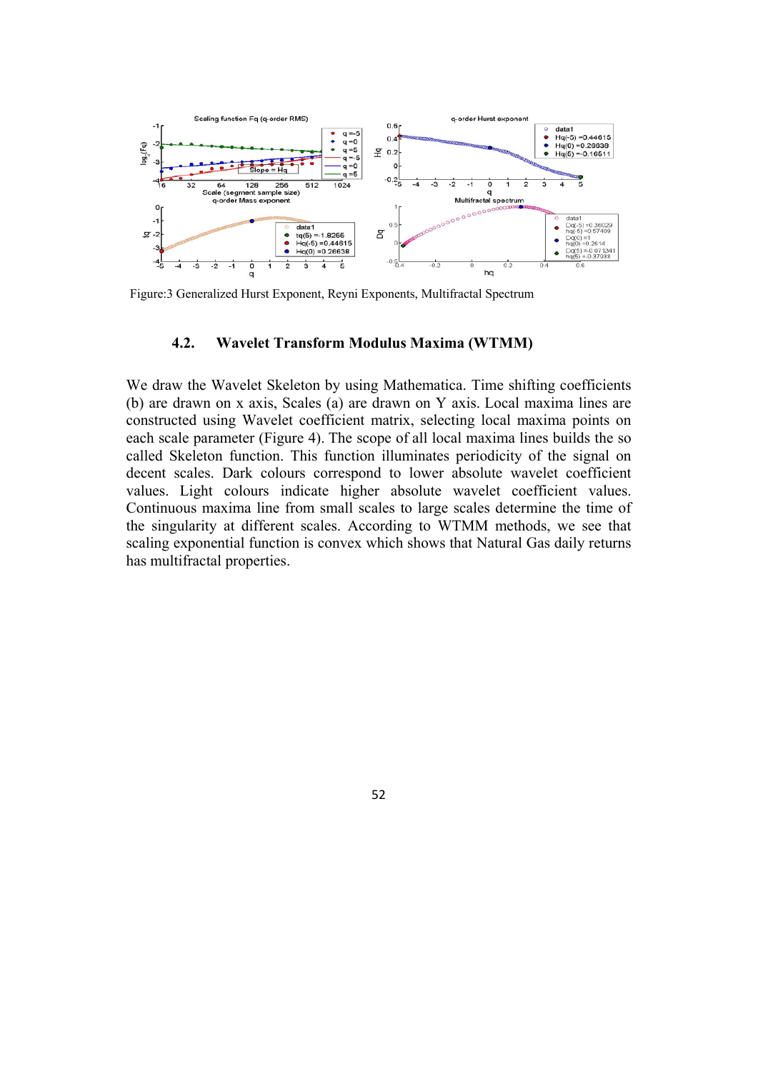Figure:3 Generalized Hurst Exponent, Reyni Exponents, Multifractal Spectrum

### 4.2. Wavelet Transform Modulus Maxima (WTMM)

We draw the Wavelet Skeleton by using Mathematica. Time shifting coefficients (b) are drawn on x axis, Scales (a) are drawn on Y axis. Local maxima lines are constructed using Wavelet coefficient matrix, selecting local maxima points on each scale parameter (Figure 4). The scope of all local maxima lines builds the so called Skeleton function. This function illuminates periodicity of the signal on decent scales. Dark colours correspond to lower absolute wavelet coefficient values. Light colours indicate higher absolute wavelet coefficient values. Continuous maxima line from small scales to large scales determine the time of the singularity at different scales. According to WTMM methods, we see that scaling exponential function is convex which shows that Natural Gas daily returns has multifractal properties.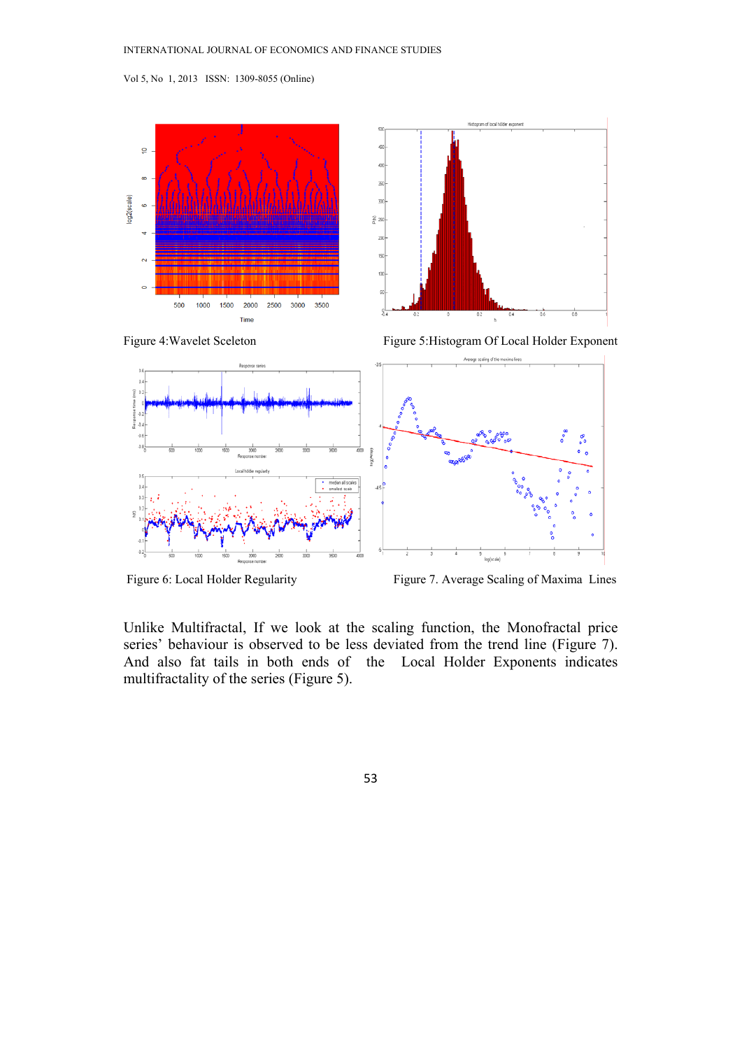Figure 4:Wavelet Sceleton

Figure 5:Histogram Of Local Holder Exponent

Figure 6: Local Holder Regularity

Figure 7. Average Scaling of Maxima Lines

Unlike Multifractal, If we look at the scaling function, the Monofractal price series' behaviour is observed to be less deviated from the trend line (Figure 7). And also fat tails in both ends of the Local Holder Exponents indicates multifractality of the series (Figure 5).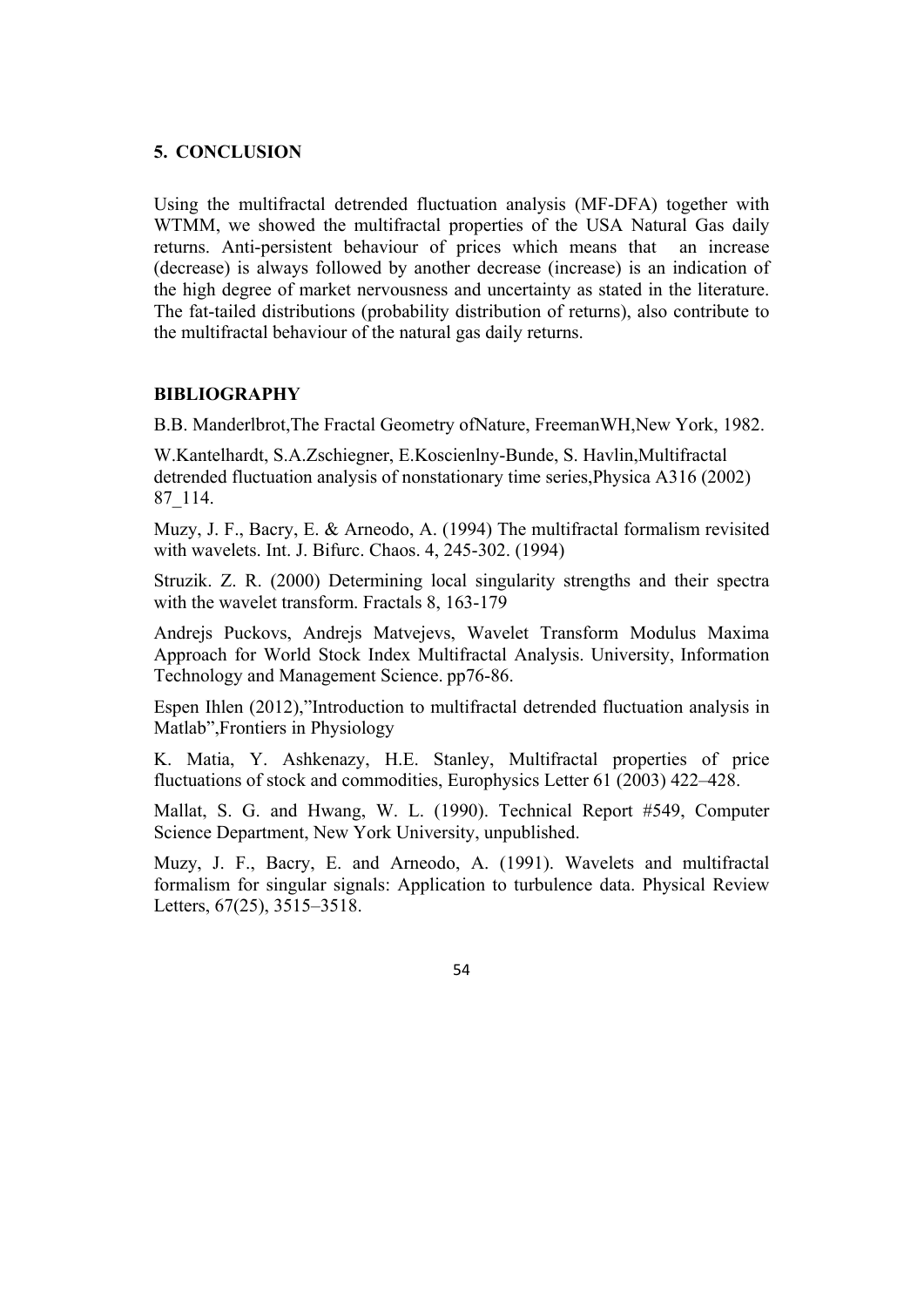## 5. CONCLUSION

Using the multifractal detrended fluctuation analysis (MF-DFA) together with WTMM, we showed the multifractal properties of the USA Natural Gas daily returns. Anti-persistent behaviour of prices which means that an increase (decrease) is always followed by another decrease (increase) is an indication of the high degree of market nervousness and uncertainty as stated in the literature. The fat-tailed distributions (probability distribution of returns), also contribute to the multifractal behaviour of the natural gas daily returns.

## BIBLIOGRAPHY

B.B. Manderlbrot,The Fractal Geometry ofNature, FreemanWH,New York, 1982.

W.Kantelhardt, S.A.Zschiegner, E.Koscienlny-Bunde, S. Havlin,Multifractal detrended fluctuation analysis of nonstationary time series,Physica A316 (2002) 87_114.

Muzy, J. F., Bacry, E. & Arneodo, A. (1994) The multifractal formalism revisited with wavelets. Int. J. Bifurc. Chaos. 4, 245-302. (1994)

Struzik. Z. R. (2000) Determining local singularity strengths and their spectra with the wavelet transform. Fractals 8, 163-179

Andrejs Puckovs, Andrejs Matvejevs, Wavelet Transform Modulus Maxima Approach for World Stock Index Multifractal Analysis. University, Information Technology and Management Science. pp76-86.

Espen Ihlen (2012),"Introduction to multifractal detrended fluctuation analysis in Matlab",Frontiers in Physiology

K. Matia, Y. Ashkenazy, H.E. Stanley, Multifractal properties of price fluctuations of stock and commodities, Europhysics Letter 61 (2003) 422–428.

Mallat, S. G. and Hwang, W. L. (1990). Technical Report #549, Computer Science Department, New York University, unpublished.

Muzy, J. F., Bacry, E. and Arneodo, A. (1991). Wavelets and multifractal formalism for singular signals: Application to turbulence data. Physical Review Letters, 67(25), 3515–3518.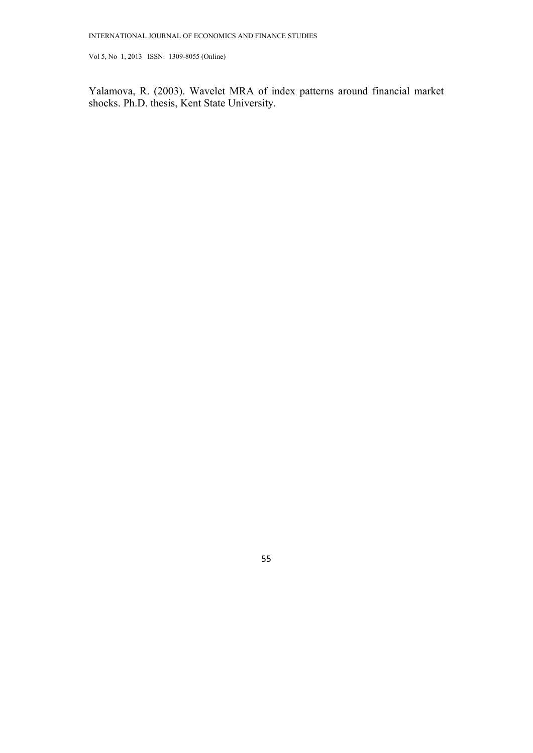Yalamova, R. (2003). Wavelet MRA of index patterns around financial market shocks. Ph.D. thesis, Kent State University.